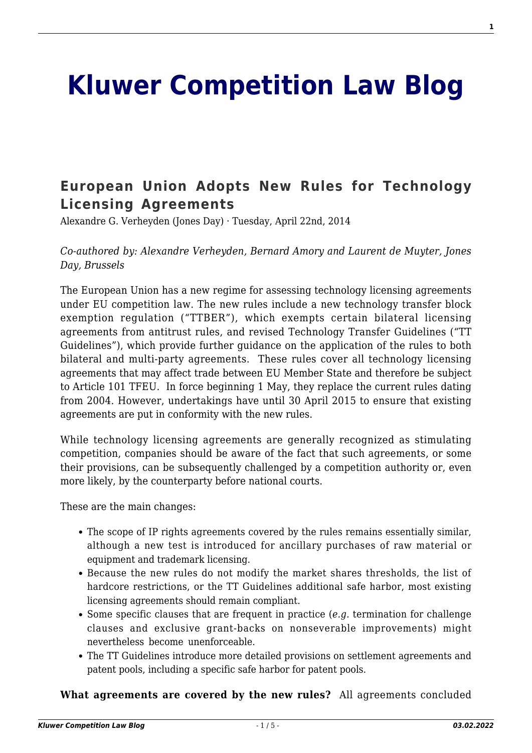# Kluwer Competition Law Blog

## European Union Adopts New Rules for Technology Licensing Agreements

Alexandre G. Verheyden (Jones Day) · Tuesday, April 22nd, 2014

*Co-authored by: Alexandre Verheyden, Bernard Amory and Laurent de Muyter, Jones Day, Brussels*

The European Union has a new regime for assessing technology licensing agreements under EU competition law. The new rules include a new technology transfer block exemption regulation ("TTBER"), which exempts certain bilateral licensing agreements from antitrust rules, and revised Technology Transfer Guidelines ("TT Guidelines"), which provide further guidance on the application of the rules to both bilateral and multi-party agreements. These rules cover all technology licensing agreements that may affect trade between EU Member State and therefore be subject to Article 101 TFEU. In force beginning 1 May, they replace the current rules dating from 2004. However, undertakings have until 30 April 2015 to ensure that existing agreements are put in conformity with the new rules.

While technology licensing agreements are generally recognized as stimulating competition, companies should be aware of the fact that such agreements, or some their provisions, can be subsequently challenged by a competition authority or, even more likely, by the counterparty before national courts.

These are the main changes:

- The scope of IP rights agreements covered by the rules remains essentially similar, although a new test is introduced for ancillary purchases of raw material or equipment and trademark licensing.
- Because the new rules do not modify the market shares thresholds, the list of hardcore restrictions, or the TT Guidelines additional safe harbor, most existing licensing agreements should remain compliant.
- Some specific clauses that are frequent in practice (*e.g.* termination for challenge clauses and exclusive grant-backs on nonseverable improvements) might nevertheless become unenforceable.
- The TT Guidelines introduce more detailed provisions on settlement agreements and patent pools, including a specific safe harbor for patent pools.

**What agreements are covered by the new rules?** All agreements concluded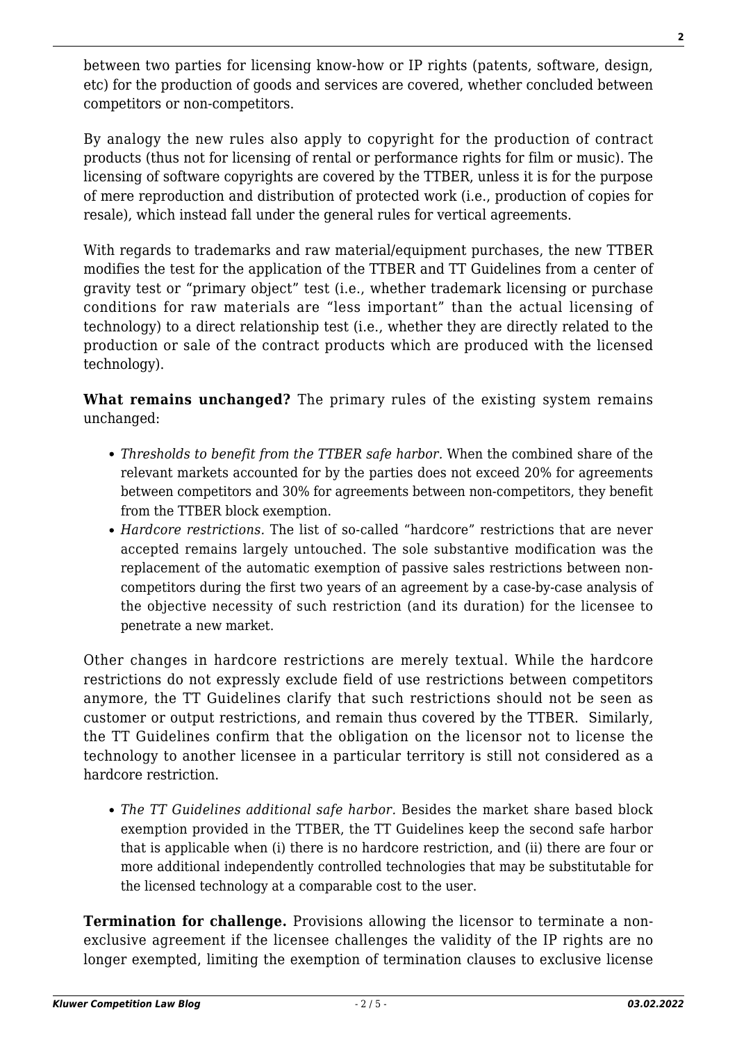between two parties for licensing know-how or IP rights (patents, software, design, etc) for the production of goods and services are covered, whether concluded between competitors or non-competitors.

By analogy the new rules also apply to copyright for the production of contract products (thus not for licensing of rental or performance rights for film or music). The licensing of software copyrights are covered by the TTBER, unless it is for the purpose of mere reproduction and distribution of protected work (i.e., production of copies for resale), which instead fall under the general rules for vertical agreements.

With regards to trademarks and raw material/equipment purchases, the new TTBER modifies the test for the application of the TTBER and TT Guidelines from a center of gravity test or "primary object" test (i.e., whether trademark licensing or purchase conditions for raw materials are "less important" than the actual licensing of technology) to a direct relationship test (i.e., whether they are directly related to the production or sale of the contract products which are produced with the licensed technology).

**What remains unchanged?** The primary rules of the existing system remains unchanged:

- *Thresholds to benefit from the TTBER safe harbor.* When the combined share of the relevant markets accounted for by the parties does not exceed 20% for agreements between competitors and 30% for agreements between non-competitors, they benefit from the TTBER block exemption.
- *Hardcore restrictions.* The list of so-called "hardcore" restrictions that are never accepted remains largely untouched. The sole substantive modification was the replacement of the automatic exemption of passive sales restrictions between non-competitors during the first two years of an agreement by a case-by-case analysis of the objective necessity of such restriction (and its duration) for the licensee to penetrate a new market.

Other changes in hardcore restrictions are merely textual. While the hardcore restrictions do not expressly exclude field of use restrictions between competitors anymore, the TT Guidelines clarify that such restrictions should not be seen as customer or output restrictions, and remain thus covered by the TTBER. Similarly, the TT Guidelines confirm that the obligation on the licensor not to license the technology to another licensee in a particular territory is still not considered as a hardcore restriction.

- *The TT Guidelines additional safe harbor.* Besides the market share based block exemption provided in the TTBER, the TT Guidelines keep the second safe harbor that is applicable when (i) there is no hardcore restriction, and (ii) there are four or more additional independently controlled technologies that may be substitutable for the licensed technology at a comparable cost to the user.

**Termination for challenge.** Provisions allowing the licensor to terminate a non-exclusive agreement if the licensee challenges the validity of the IP rights are no longer exempted, limiting the exemption of termination clauses to exclusive license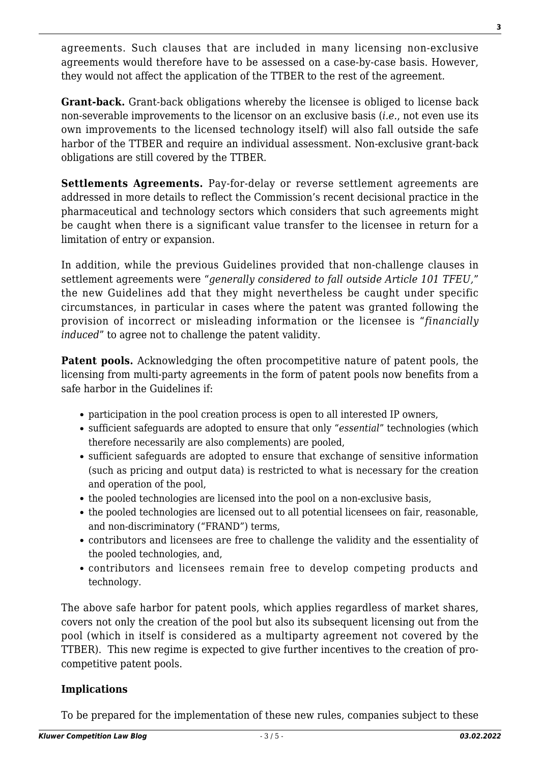agreements. Such clauses that are included in many licensing non-exclusive agreements would therefore have to be assessed on a case-by-case basis. However, they would not affect the application of the TTBER to the rest of the agreement.

**Grant-back.** Grant-back obligations whereby the licensee is obliged to license back non-severable improvements to the licensor on an exclusive basis (*i.e.*, not even use its own improvements to the licensed technology itself) will also fall outside the safe harbor of the TTBER and require an individual assessment. Non-exclusive grant-back obligations are still covered by the TTBER.

**Settlements Agreements.** Pay-for-delay or reverse settlement agreements are addressed in more details to reflect the Commission's recent decisional practice in the pharmaceutical and technology sectors which considers that such agreements might be caught when there is a significant value transfer to the licensee in return for a limitation of entry or expansion.

In addition, while the previous Guidelines provided that non-challenge clauses in settlement agreements were "*generally considered to fall outside Article 101 TFEU,*" the new Guidelines add that they might nevertheless be caught under specific circumstances, in particular in cases where the patent was granted following the provision of incorrect or misleading information or the licensee is "*financially induced*" to agree not to challenge the patent validity.

**Patent pools.** Acknowledging the often procompetitive nature of patent pools, the licensing from multi-party agreements in the form of patent pools now benefits from a safe harbor in the Guidelines if:

- participation in the pool creation process is open to all interested IP owners,
- sufficient safeguards are adopted to ensure that only "*essential*" technologies (which therefore necessarily are also complements) are pooled,
- sufficient safeguards are adopted to ensure that exchange of sensitive information (such as pricing and output data) is restricted to what is necessary for the creation and operation of the pool,
- the pooled technologies are licensed into the pool on a non-exclusive basis,
- the pooled technologies are licensed out to all potential licensees on fair, reasonable, and non-discriminatory ("FRAND") terms,
- contributors and licensees are free to challenge the validity and the essentiality of the pooled technologies, and,
- contributors and licensees remain free to develop competing products and technology.

The above safe harbor for patent pools, which applies regardless of market shares, covers not only the creation of the pool but also its subsequent licensing out from the pool (which in itself is considered as a multiparty agreement not covered by the TTBER). This new regime is expected to give further incentives to the creation of pro-competitive patent pools.

### Implications

To be prepared for the implementation of these new rules, companies subject to these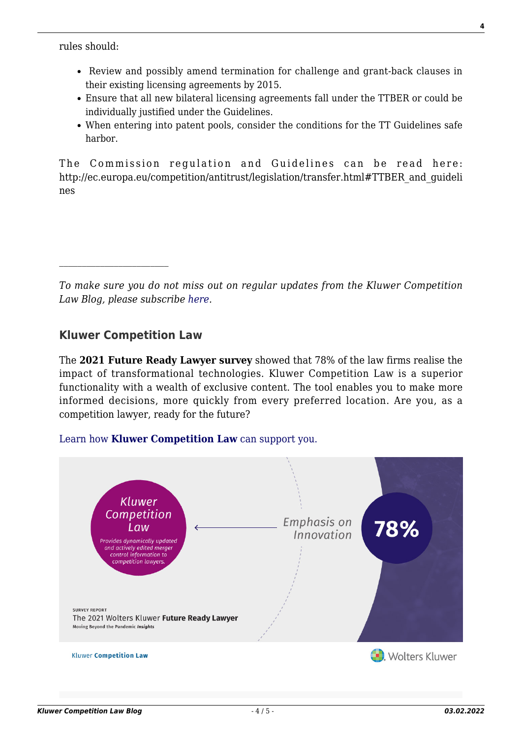rules should:

- Review and possibly amend termination for challenge and grant-back clauses in their existing licensing agreements by 2015.
- Ensure that all new bilateral licensing agreements fall under the TTBER or could be individually justified under the Guidelines.
- When entering into patent pools, consider the conditions for the TT Guidelines safe harbor.

The Commission regulation and Guidelines can be read here: http://ec.europa.eu/competition/antitrust/legislation/transfer.html#TTBER_and_guidelines

---

*To make sure you do not miss out on regular updates from the Kluwer Competition Law Blog, please subscribe here.*

## Kluwer Competition Law

The **2021 Future Ready Lawyer survey** showed that 78% of the law firms realise the impact of transformational technologies. Kluwer Competition Law is a superior functionality with a wealth of exclusive content. The tool enables you to make more informed decisions, more quickly from every preferred location. Are you, as a competition lawyer, ready for the future?

Learn how **Kluwer Competition Law** can support you.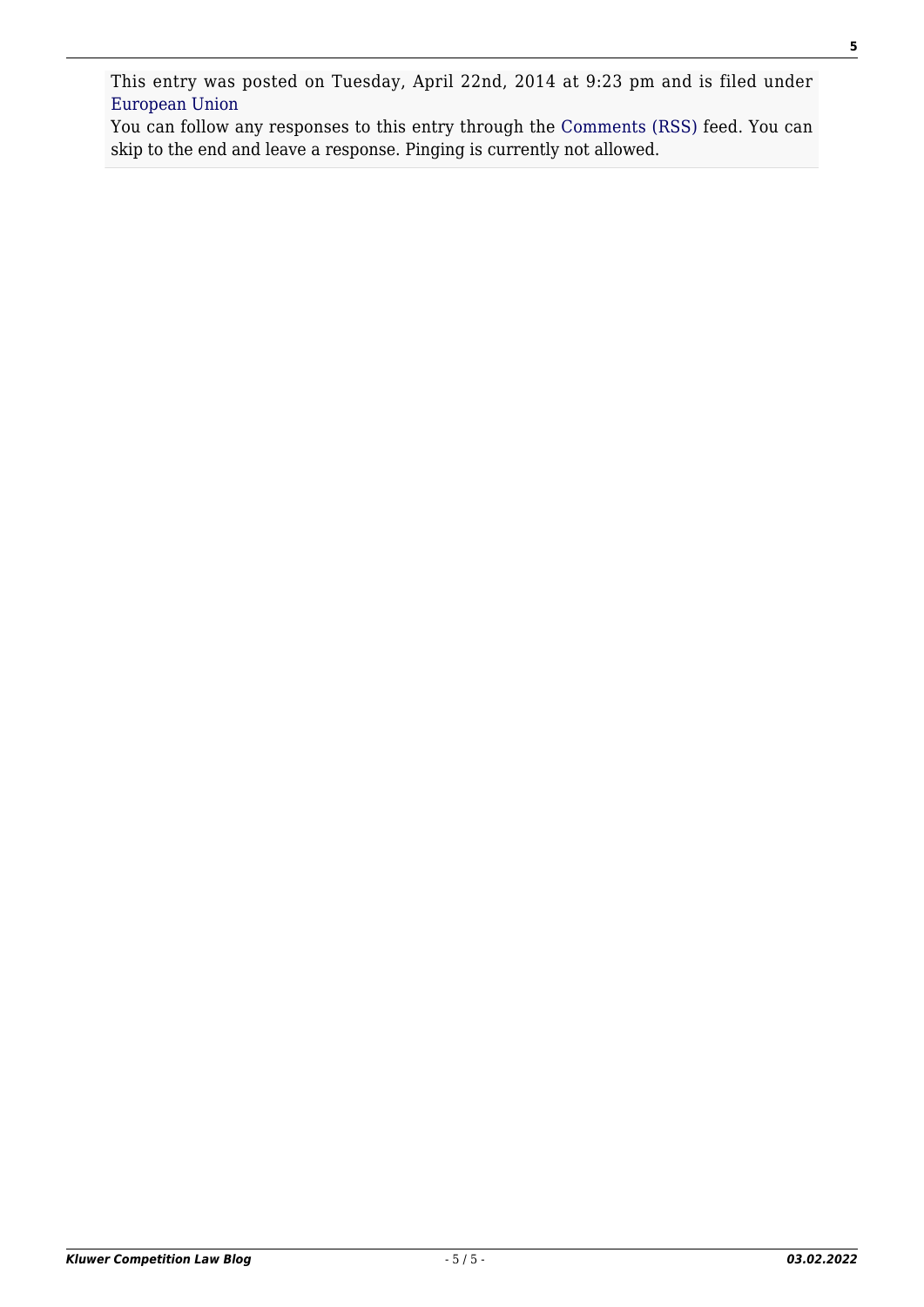This entry was posted on Tuesday, April 22nd, 2014 at 9:23 pm and is filed under European Union
You can follow any responses to this entry through the Comments (RSS) feed. You can skip to the end and leave a response. Pinging is currently not allowed.